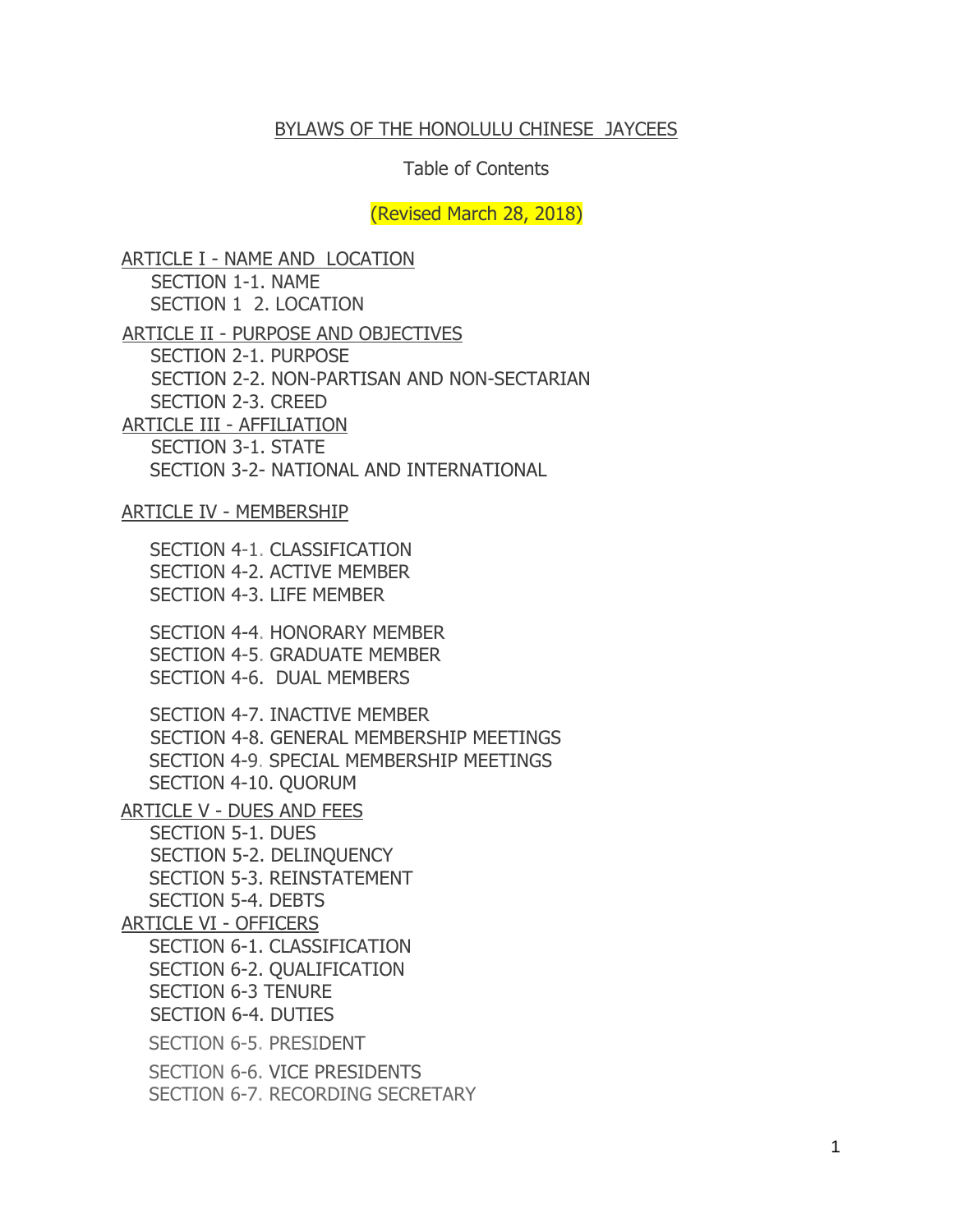# BYLAWS OF THE HONOLULU CHINESE JAYCEES

Table of Contents

(Revised March 28, 2018)

ARTICLE I - NAME AND LOCATION
- SECTION 1-1. NAME
- SECTION 1 2. LOCATION

ARTICLE II - PURPOSE AND OBJECTIVES
- SECTION 2-1. PURPOSE
- SECTION 2-2. NON-PARTISAN AND NON-SECTARIAN
- SECTION 2-3. CREED

ARTICLE III - AFFILIATION
- SECTION 3-1. STATE
- SECTION 3-2- NATIONAL AND INTERNATIONAL

ARTICLE IV - MEMBERSHIP
- SECTION 4-1. CLASSIFICATION
- SECTION 4-2. ACTIVE MEMBER
- SECTION 4-3. LIFE MEMBER
- SECTION 4-4. HONORARY MEMBER
- SECTION 4-5. GRADUATE MEMBER
- SECTION 4-6. DUAL MEMBERS
- SECTION 4-7. INACTIVE MEMBER
- SECTION 4-8. GENERAL MEMBERSHIP MEETINGS
- SECTION 4-9. SPECIAL MEMBERSHIP MEETINGS
- SECTION 4-10. QUORUM

ARTICLE V - DUES AND FEES
- SECTION 5-1. DUES
- SECTION 5-2. DELINQUENCY
- SECTION 5-3. REINSTATEMENT
- SECTION 5-4. DEBTS

ARTICLE VI - OFFICERS
- SECTION 6-1. CLASSIFICATION
- SECTION 6-2. QUALIFICATION
- SECTION 6-3 TENURE
- SECTION 6-4. DUTIES
- SECTION 6-5. PRESIDENT
- SECTION 6-6. VICE PRESIDENTS
- SECTION 6-7. RECORDING SECRETARY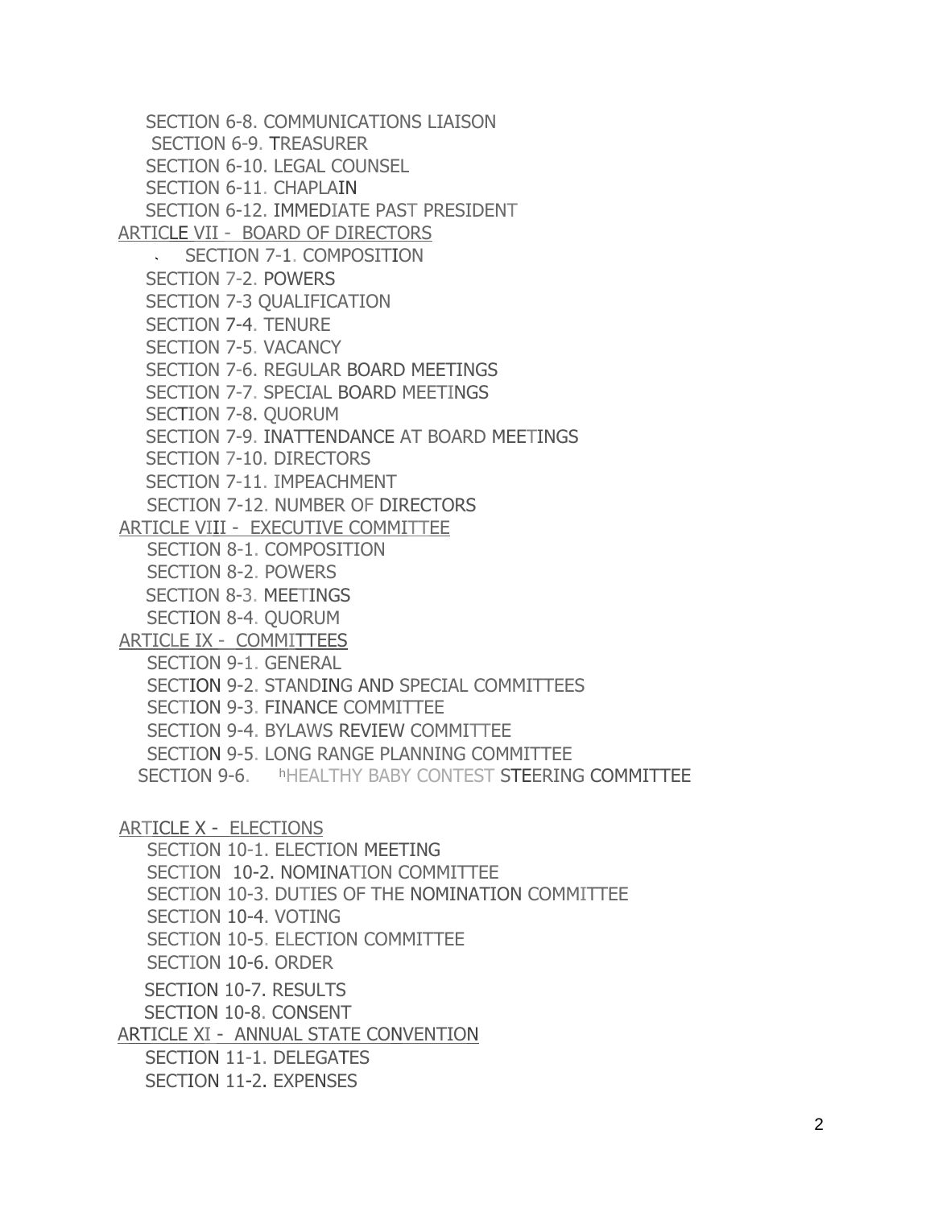SECTION 6-8. COMMUNICATIONS LIAISON
SECTION 6-9. TREASURER
SECTION 6-10. LEGAL COUNSEL
SECTION 6-11. CHAPLAIN
SECTION 6-12. IMMEDIATE PAST PRESIDENT

ARTICLE VII - BOARD OF DIRECTORS

SECTION 7-1. COMPOSITION
SECTION 7-2. POWERS
SECTION 7-3 QUALIFICATION
SECTION 7-4. TENURE
SECTION 7-5. VACANCY
SECTION 7-6. REGULAR BOARD MEETINGS
SECTION 7-7. SPECIAL BOARD MEETINGS
SECTION 7-8. QUORUM
SECTION 7-9. INATTENDANCE AT BOARD MEETINGS
SECTION 7-10. DIRECTORS
SECTION 7-11. IMPEACHMENT
SECTION 7-12. NUMBER OF DIRECTORS

ARTICLE VIII - EXECUTIVE COMMITTEE

SECTION 8-1. COMPOSITION
SECTION 8-2. POWERS
SECTION 8-3. MEETINGS
SECTION 8-4. QUORUM

ARTICLE IX - COMMITTEES

SECTION 9-1. GENERAL
SECTION 9-2. STANDING AND SPECIAL COMMITTEES
SECTION 9-3. FINANCE COMMITTEE
SECTION 9-4. BYLAWS REVIEW COMMITTEE
SECTION 9-5. LONG RANGE PLANNING COMMITTEE
SECTION 9-6. HEALTHY BABY CONTEST STEERING COMMITTEE

ARTICLE X - ELECTIONS

SECTION 10-1. ELECTION MEETING
SECTION 10-2. NOMINATION COMMITTEE
SECTION 10-3. DUTIES OF THE NOMINATION COMMITTEE
SECTION 10-4. VOTING
SECTION 10-5. ELECTION COMMITTEE
SECTION 10-6. ORDER
SECTION 10-7. RESULTS
SECTION 10-8. CONSENT

ARTICLE XI - ANNUAL STATE CONVENTION

SECTION 11-1. DELEGATES
SECTION 11-2. EXPENSES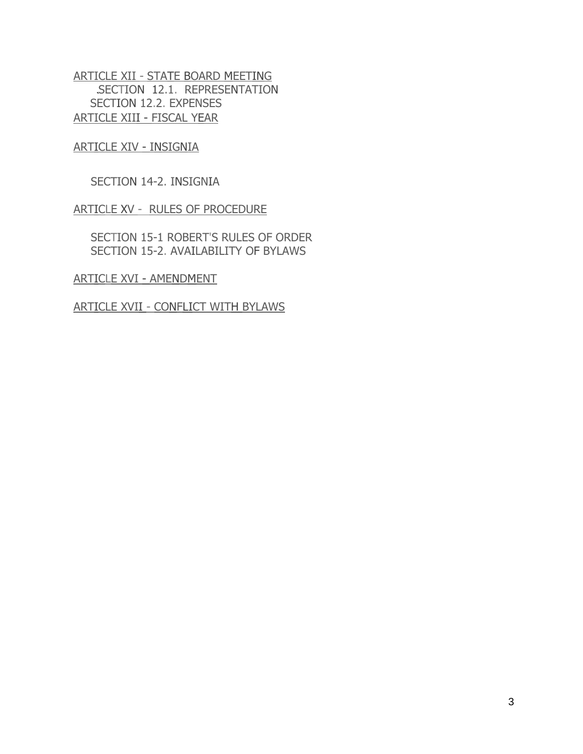ARTICLE XII - STATE BOARD MEETING

SECTION 12.1. REPRESENTATION

SECTION 12.2. EXPENSES

ARTICLE XIII - FISCAL YEAR

ARTICLE XIV - INSIGNIA

SECTION 14-2. INSIGNIA

ARTICLE XV - RULES OF PROCEDURE

SECTION 15-1 ROBERT'S RULES OF ORDER

SECTION 15-2. AVAILABILITY OF BYLAWS

ARTICLE XVI - AMENDMENT

ARTICLE XVII - CONFLICT WITH BYLAWS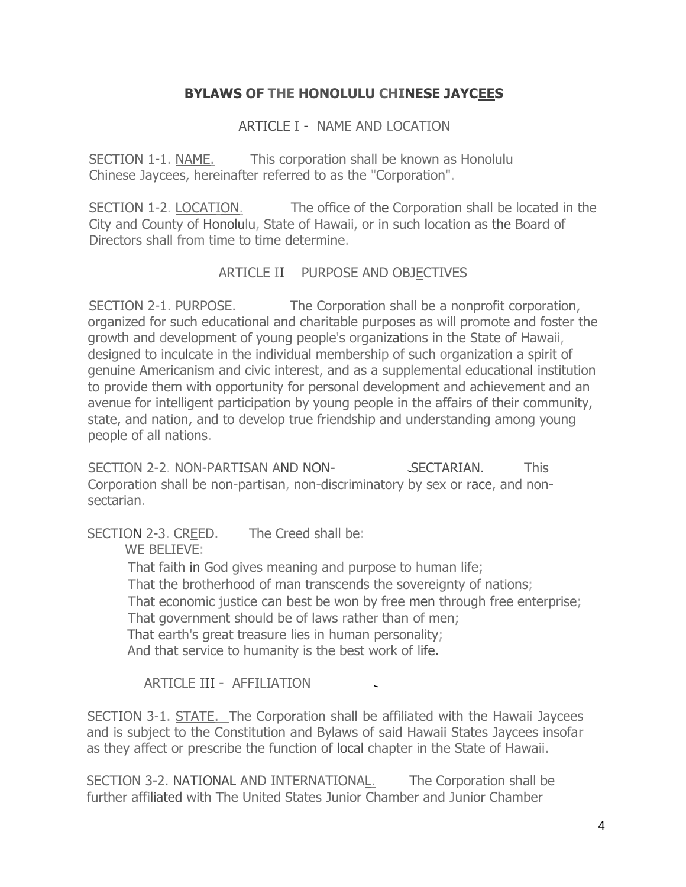# BYLAWS OF THE HONOLULU CHINESE JAYCEES

## ARTICLE I - NAME AND LOCATION

SECTION 1-1. NAME. This corporation shall be known as Honolulu Chinese Jaycees, hereinafter referred to as the "Corporation".

SECTION 1-2. LOCATION. The office of the Corporation shall be located in the City and County of Honolulu, State of Hawaii, or in such location as the Board of Directors shall from time to time determine.

## ARTICLE II PURPOSE AND OBJECTIVES

SECTION 2-1. PURPOSE. The Corporation shall be a nonprofit corporation, organized for such educational and charitable purposes as will promote and foster the growth and development of young people's organizations in the State of Hawaii, designed to inculcate in the individual membership of such organization a spirit of genuine Americanism and civic interest, and as a supplemental educational institution to provide them with opportunity for personal development and achievement and an avenue for intelligent participation by young people in the affairs of their community, state, and nation, and to develop true friendship and understanding among young people of all nations.

SECTION 2-2. NON-PARTISAN AND NON-SECTARIAN. This Corporation shall be non-partisan, non-discriminatory by sex or race, and non-sectarian.

SECTION 2-3. CREED. The Creed shall be:

WE BELIEVE:

That faith in God gives meaning and purpose to human life;
That the brotherhood of man transcends the sovereignty of nations;
That economic justice can best be won by free men through free enterprise;
That government should be of laws rather than of men;
That earth's great treasure lies in human personality;
And that service to humanity is the best work of life.

## ARTICLE III - AFFILIATION

SECTION 3-1. STATE. The Corporation shall be affiliated with the Hawaii Jaycees and is subject to the Constitution and Bylaws of said Hawaii States Jaycees insofar as they affect or prescribe the function of local chapter in the State of Hawaii.

SECTION 3-2. NATIONAL AND INTERNATIONAL. The Corporation shall be further affiliated with The United States Junior Chamber and Junior Chamber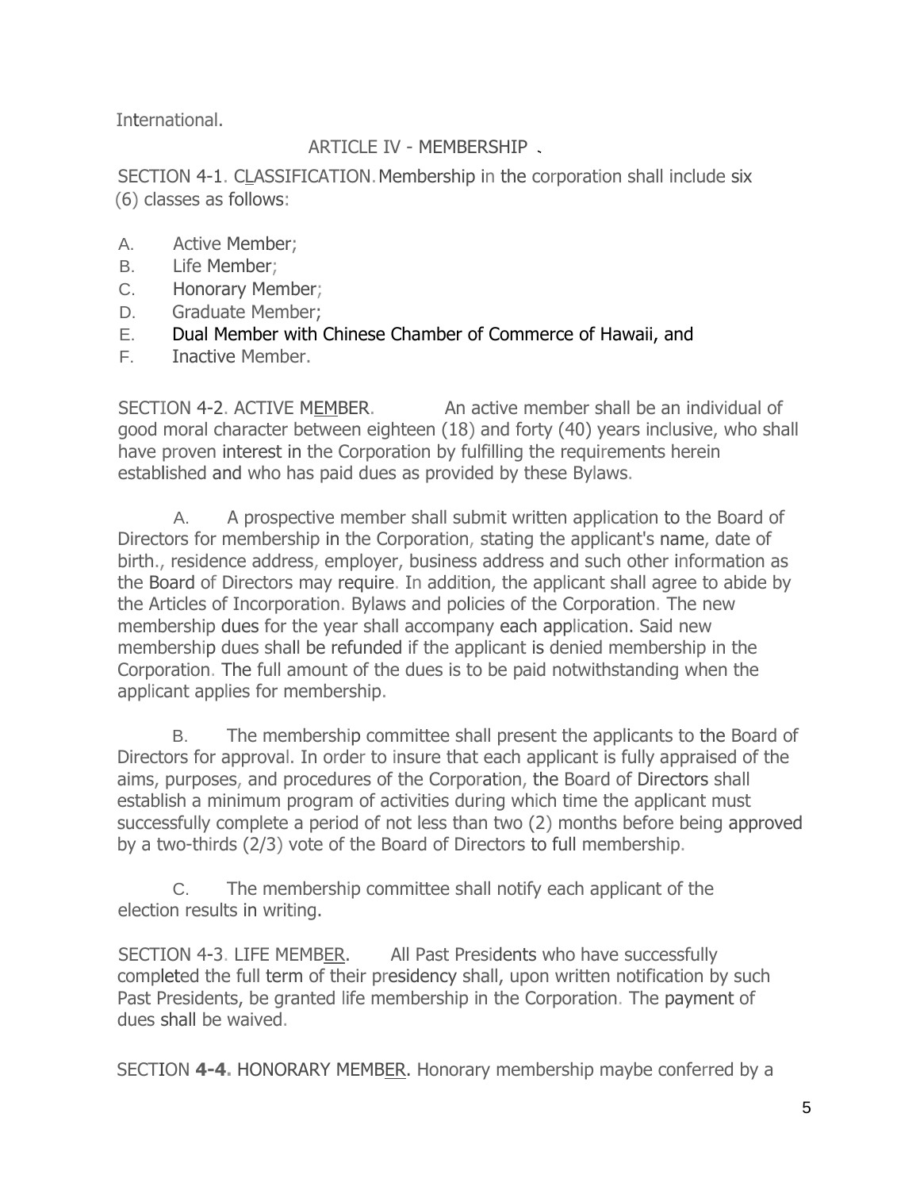International.

## ARTICLE IV - MEMBERSHIP

SECTION 4-1. CLASSIFICATION. Membership in the corporation shall include six (6) classes as follows:

A. Active Member;
B. Life Member;
C. Honorary Member;
D. Graduate Member;
E. Dual Member with Chinese Chamber of Commerce of Hawaii, and
F. Inactive Member.

SECTION 4-2. ACTIVE MEMBER. An active member shall be an individual of good moral character between eighteen (18) and forty (40) years inclusive, who shall have proven interest in the Corporation by fulfilling the requirements herein established and who has paid dues as provided by these Bylaws.

A. A prospective member shall submit written application to the Board of Directors for membership in the Corporation, stating the applicant's name, date of birth., residence address, employer, business address and such other information as the Board of Directors may require. In addition, the applicant shall agree to abide by the Articles of Incorporation. Bylaws and policies of the Corporation. The new membership dues for the year shall accompany each application. Said new membership dues shall be refunded if the applicant is denied membership in the Corporation. The full amount of the dues is to be paid notwithstanding when the applicant applies for membership.

B. The membership committee shall present the applicants to the Board of Directors for approval. In order to insure that each applicant is fully appraised of the aims, purposes, and procedures of the Corporation, the Board of Directors shall establish a minimum program of activities during which time the applicant must successfully complete a period of not less than two (2) months before being approved by a two-thirds (2/3) vote of the Board of Directors to full membership.

C. The membership committee shall notify each applicant of the election results in writing.

SECTION 4-3. LIFE MEMBER. All Past Presidents who have successfully completed the full term of their presidency shall, upon written notification by such Past Presidents, be granted life membership in the Corporation. The payment of dues shall be waived.

SECTION **4-4.** HONORARY MEMBER. Honorary membership maybe conferred by a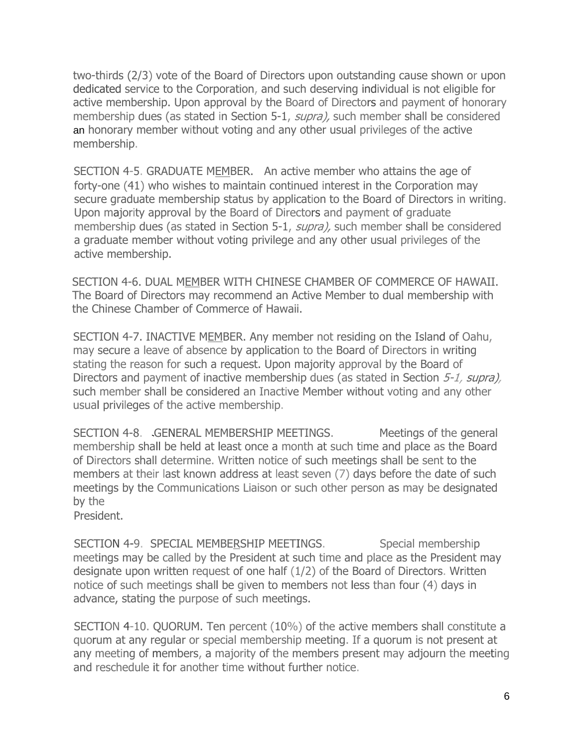two-thirds (2/3) vote of the Board of Directors upon outstanding cause shown or upon dedicated service to the Corporation, and such deserving individual is not eligible for active membership. Upon approval by the Board of Directors and payment of honorary membership dues (as stated in Section 5-1, *supra),* such member shall be considered an honorary member without voting and any other usual privileges of the active membership.

SECTION 4-5. GRADUATE MEMBER. An active member who attains the age of forty-one (41) who wishes to maintain continued interest in the Corporation may secure graduate membership status by application to the Board of Directors in writing. Upon majority approval by the Board of Directors and payment of graduate membership dues (as stated in Section 5-1, *supra),* such member shall be considered a graduate member without voting privilege and any other usual privileges of the active membership.

SECTION 4-6. DUAL MEMBER WITH CHINESE CHAMBER OF COMMERCE OF HAWAII. The Board of Directors may recommend an Active Member to dual membership with the Chinese Chamber of Commerce of Hawaii.

SECTION 4-7. INACTIVE MEMBER. Any member not residing on the Island of Oahu, may secure a leave of absence by application to the Board of Directors in writing stating the reason for such a request. Upon majority approval by the Board of Directors and payment of inactive membership dues (as stated in Section *5-1, supra),* such member shall be considered an Inactive Member without voting and any other usual privileges of the active membership.

SECTION 4-8. GENERAL MEMBERSHIP MEETINGS. Meetings of the general membership shall be held at least once a month at such time and place as the Board of Directors shall determine. Written notice of such meetings shall be sent to the members at their last known address at least seven (7) days before the date of such meetings by the Communications Liaison or such other person as may be designated by the President.

SECTION 4-9. SPECIAL MEMBERSHIP MEETINGS. Special membership meetings may be called by the President at such time and place as the President may designate upon written request of one half (1/2) of the Board of Directors. Written notice of such meetings shall be given to members not less than four (4) days in advance, stating the purpose of such meetings.

SECTION 4-10. QUORUM. Ten percent (10%) of the active members shall constitute a quorum at any regular or special membership meeting. If a quorum is not present at any meeting of members, a majority of the members present may adjourn the meeting and reschedule it for another time without further notice.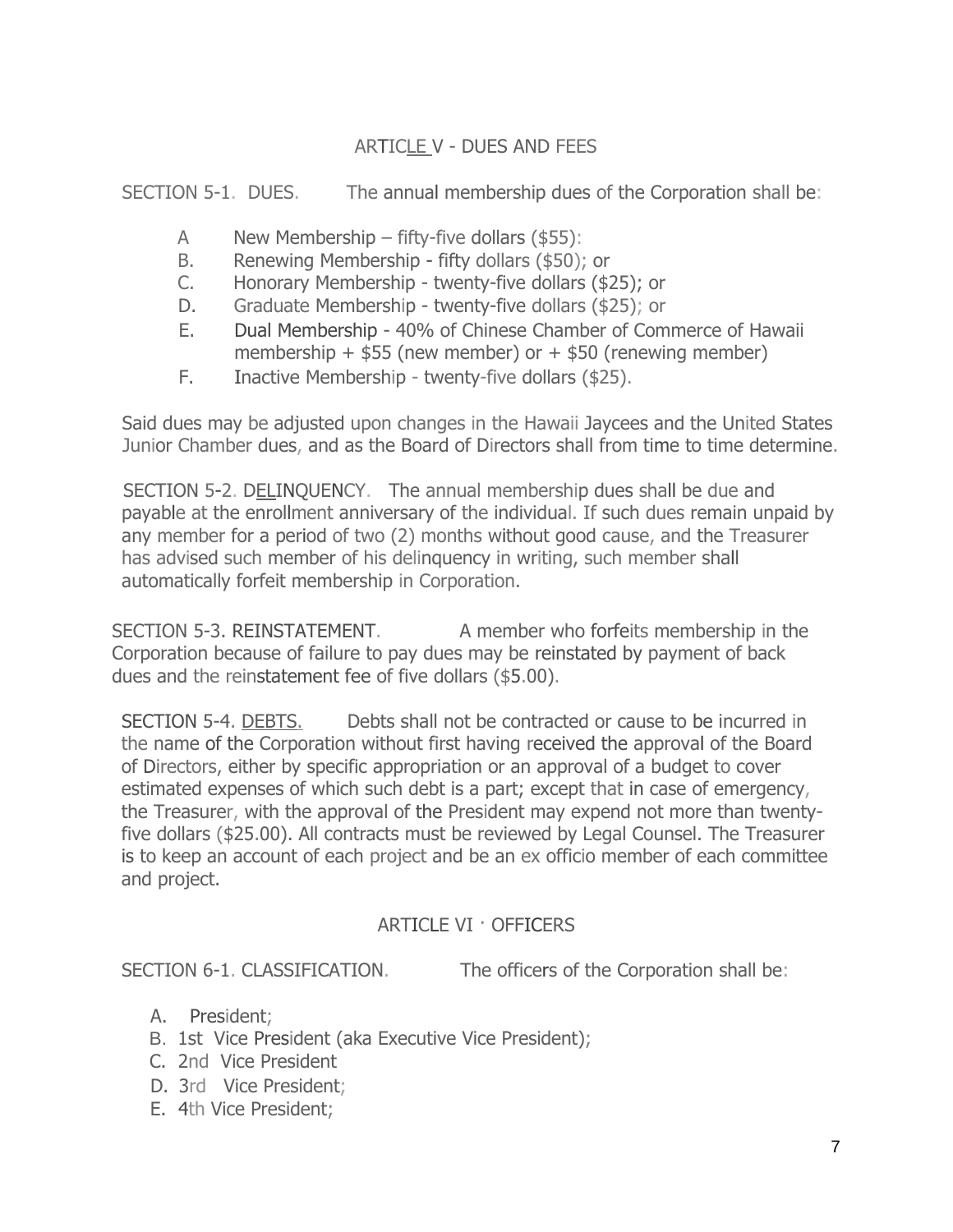## ARTICLE V - DUES AND FEES

SECTION 5-1. DUES. The annual membership dues of the Corporation shall be:

A New Membership – fifty-five dollars ($55):
B. Renewing Membership - fifty dollars ($50); or
C. Honorary Membership - twenty-five dollars ($25); or
D. Graduate Membership - twenty-five dollars ($25); or
E. Dual Membership - 40% of Chinese Chamber of Commerce of Hawaii membership + $55 (new member) or + $50 (renewing member)
F. Inactive Membership - twenty-five dollars ($25).

Said dues may be adjusted upon changes in the Hawaii Jaycees and the United States Junior Chamber dues, and as the Board of Directors shall from time to time determine.

SECTION 5-2. DELINQUENCY. The annual membership dues shall be due and payable at the enrollment anniversary of the individual. If such dues remain unpaid by any member for a period of two (2) months without good cause, and the Treasurer has advised such member of his delinquency in writing, such member shall automatically forfeit membership in Corporation.

SECTION 5-3. REINSTATEMENT. A member who forfeits membership in the Corporation because of failure to pay dues may be reinstated by payment of back dues and the reinstatement fee of five dollars ($5.00).

SECTION 5-4. DEBTS. Debts shall not be contracted or cause to be incurred in the name of the Corporation without first having received the approval of the Board of Directors, either by specific appropriation or an approval of a budget to cover estimated expenses of which such debt is a part; except that in case of emergency, the Treasurer, with the approval of the President may expend not more than twenty-five dollars ($25.00). All contracts must be reviewed by Legal Counsel. The Treasurer is to keep an account of each project and be an ex officio member of each committee and project.

## ARTICLE VI · OFFICERS

SECTION 6-1. CLASSIFICATION. The officers of the Corporation shall be:

A. President;
B. 1st Vice President (aka Executive Vice President);
C. 2nd Vice President
D. 3rd Vice President;
E. 4th Vice President;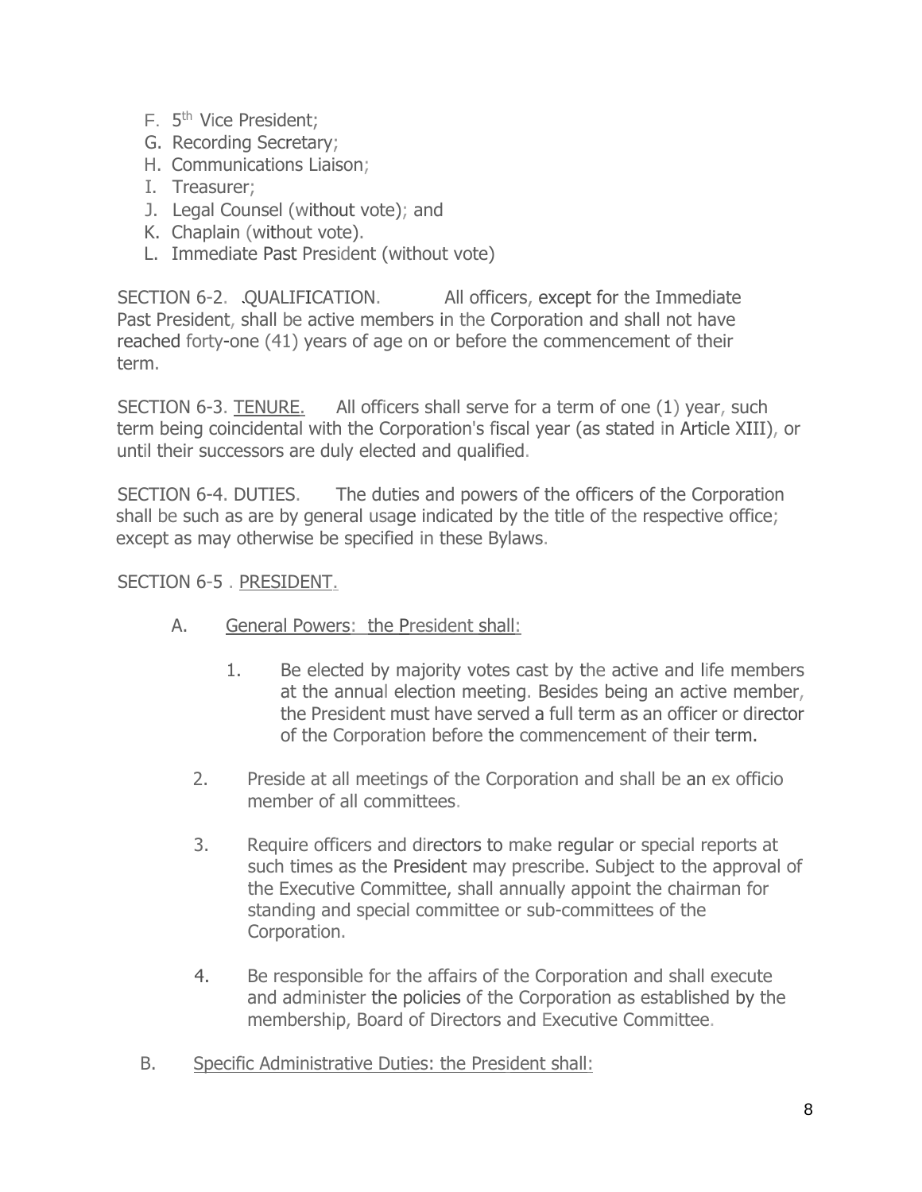F. 5th Vice President;
G. Recording Secretary;
H. Communications Liaison;
I. Treasurer;
J. Legal Counsel (without vote); and
K. Chaplain (without vote).
L. Immediate Past President (without vote)

SECTION 6-2. QUALIFICATION. All officers, except for the Immediate Past President, shall be active members in the Corporation and shall not have reached forty-one (41) years of age on or before the commencement of their term.

SECTION 6-3. <u>TENURE.</u> All officers shall serve for a term of one (1) year, such term being coincidental with the Corporation's fiscal year (as stated in Article XIII), or until their successors are duly elected and qualified.

SECTION 6-4. DUTIES. The duties and powers of the officers of the Corporation shall be such as are by general usage indicated by the title of the respective office; except as may otherwise be specified in these Bylaws.

SECTION 6-5 . <u>PRESIDENT.</u>

A. <u>General Powers: the President shall:</u>

1. Be elected by majority votes cast by the active and life members at the annual election meeting. Besides being an active member, the President must have served a full term as an officer or director of the Corporation before the commencement of their term.

2. Preside at all meetings of the Corporation and shall be an ex officio member of all committees.

3. Require officers and directors to make regular or special reports at such times as the President may prescribe. Subject to the approval of the Executive Committee, shall annually appoint the chairman for standing and special committee or sub-committees of the Corporation.

4. Be responsible for the affairs of the Corporation and shall execute and administer the policies of the Corporation as established by the membership, Board of Directors and Executive Committee.

B. <u>Specific Administrative Duties: the President shall:</u>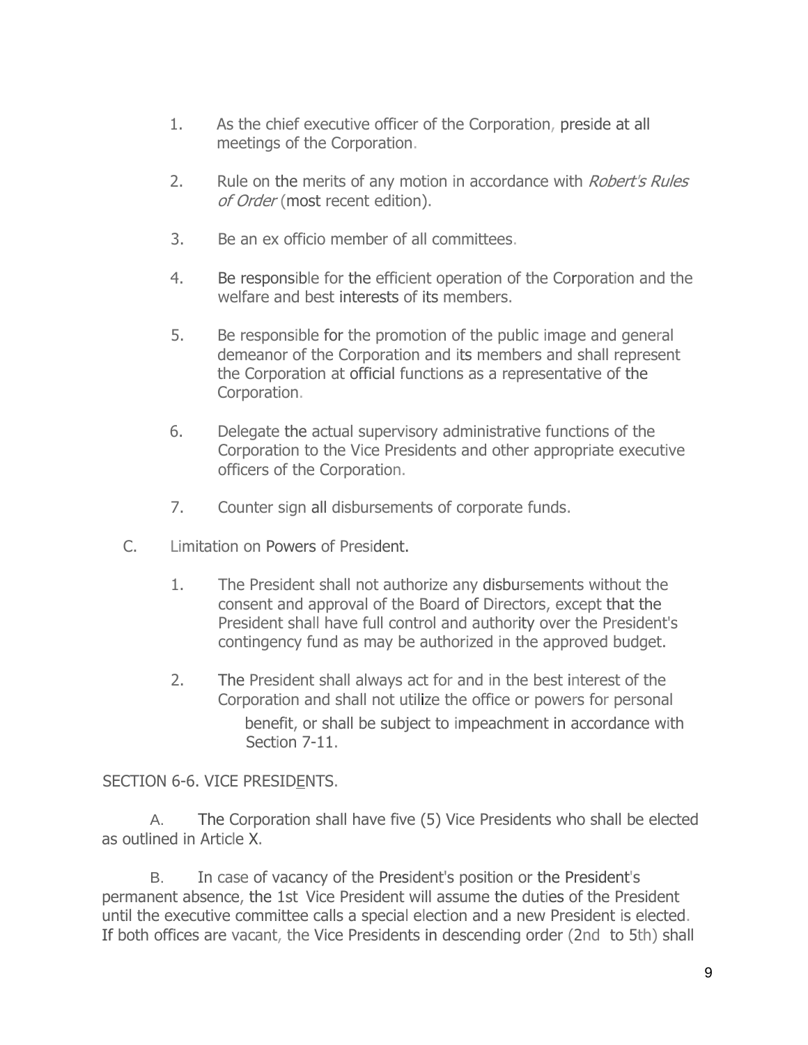1. As the chief executive officer of the Corporation, preside at all meetings of the Corporation.

2. Rule on the merits of any motion in accordance with *Robert's Rules of Order* (most recent edition).

3. Be an ex officio member of all committees.

4. Be responsible for the efficient operation of the Corporation and the welfare and best interests of its members.

5. Be responsible for the promotion of the public image and general demeanor of the Corporation and its members and shall represent the Corporation at official functions as a representative of the Corporation.

6. Delegate the actual supervisory administrative functions of the Corporation to the Vice Presidents and other appropriate executive officers of the Corporation.

7. Counter sign all disbursements of corporate funds.

C. Limitation on Powers of President.

1. The President shall not authorize any disbursements without the consent and approval of the Board of Directors, except that the President shall have full control and authority over the President's contingency fund as may be authorized in the approved budget.

2. The President shall always act for and in the best interest of the Corporation and shall not utilize the office or powers for personal benefit, or shall be subject to impeachment in accordance with Section 7-11.

SECTION 6-6. VICE PRESIDENTS.

A. The Corporation shall have five (5) Vice Presidents who shall be elected as outlined in Article X.

B. In case of vacancy of the President's position or the President's permanent absence, the 1st Vice President will assume the duties of the President until the executive committee calls a special election and a new President is elected. If both offices are vacant, the Vice Presidents in descending order (2nd to 5th) shall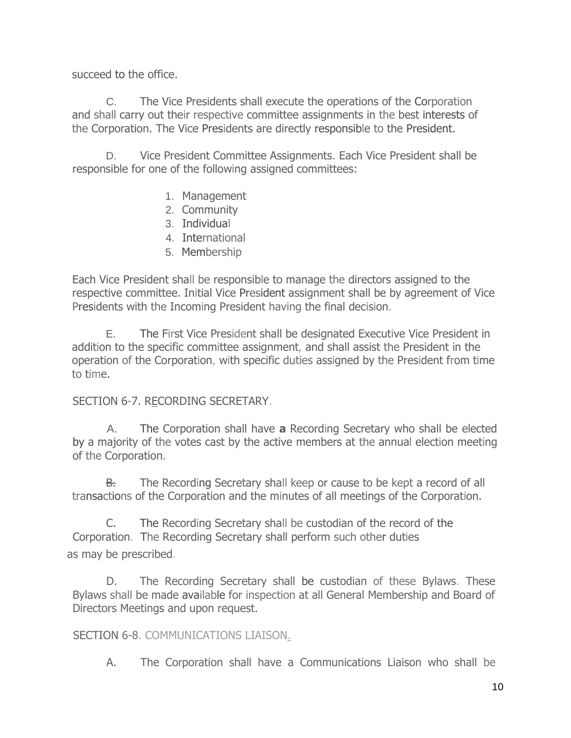succeed to the office.

C. The Vice Presidents shall execute the operations of the Corporation and shall carry out their respective committee assignments in the best interests of the Corporation. The Vice Presidents are directly responsible to the President.

D. Vice President Committee Assignments. Each Vice President shall be responsible for one of the following assigned committees:

1. Management
2. Community
3. Individual
4. International
5. Membership

Each Vice President shall be responsible to manage the directors assigned to the respective committee. Initial Vice President assignment shall be by agreement of Vice Presidents with the Incoming President having the final decision.

E. The First Vice President shall be designated Executive Vice President in addition to the specific committee assignment, and shall assist the President in the operation of the Corporation, with specific duties assigned by the President from time to time.

SECTION 6-7. RECORDING SECRETARY.

A. The Corporation shall have **a** Recording Secretary who shall be elected by a majority of the votes cast by the active members at the annual election meeting of the Corporation.

~~B.~~ The Recording Secretary shall keep or cause to be kept a record of all transactions of the Corporation and the minutes of all meetings of the Corporation.

C. The Recording Secretary shall be custodian of the record of the Corporation. The Recording Secretary shall perform such other duties as may be prescribed.

D. The Recording Secretary shall be custodian of these Bylaws. These Bylaws shall be made available for inspection at all General Membership and Board of Directors Meetings and upon request.

SECTION 6-8. COMMUNICATIONS LIAISON.

A. The Corporation shall have a Communications Liaison who shall be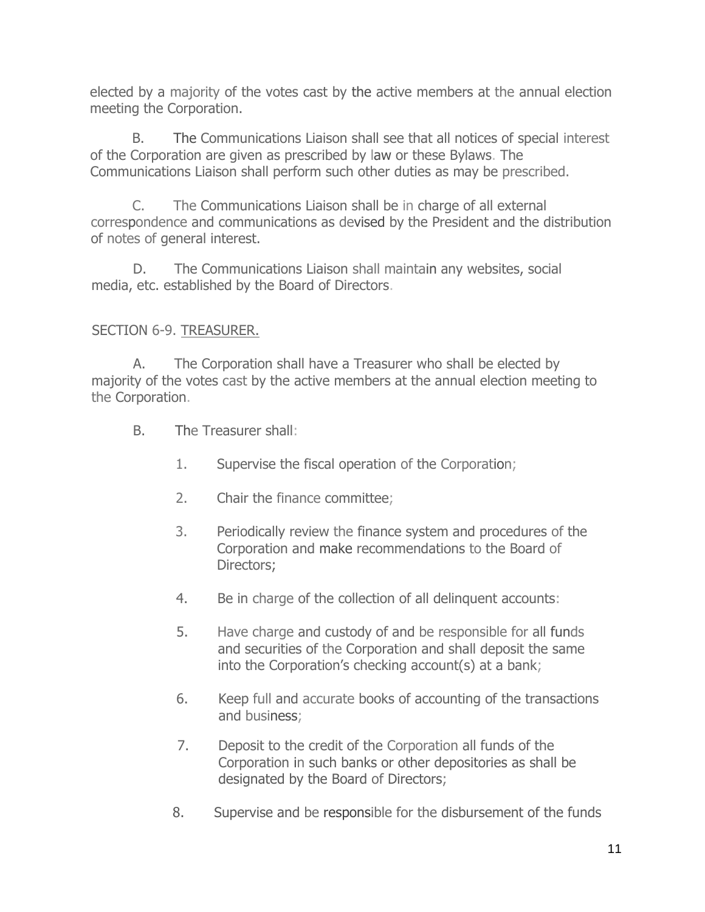elected by a majority of the votes cast by the active members at the annual election meeting the Corporation.

B. The Communications Liaison shall see that all notices of special interest of the Corporation are given as prescribed by law or these Bylaws. The Communications Liaison shall perform such other duties as may be prescribed.

C. The Communications Liaison shall be in charge of all external correspondence and communications as devised by the President and the distribution of notes of general interest.

D. The Communications Liaison shall maintain any websites, social media, etc. established by the Board of Directors.

SECTION 6-9. TREASURER.

A. The Corporation shall have a Treasurer who shall be elected by majority of the votes cast by the active members at the annual election meeting to the Corporation.

B. The Treasurer shall:

1. Supervise the fiscal operation of the Corporation;

2. Chair the finance committee;

3. Periodically review the finance system and procedures of the Corporation and make recommendations to the Board of Directors;

4. Be in charge of the collection of all delinquent accounts:

5. Have charge and custody of and be responsible for all funds and securities of the Corporation and shall deposit the same into the Corporation's checking account(s) at a bank;

6. Keep full and accurate books of accounting of the transactions and business;

7. Deposit to the credit of the Corporation all funds of the Corporation in such banks or other depositories as shall be designated by the Board of Directors;

8. Supervise and be responsible for the disbursement of the funds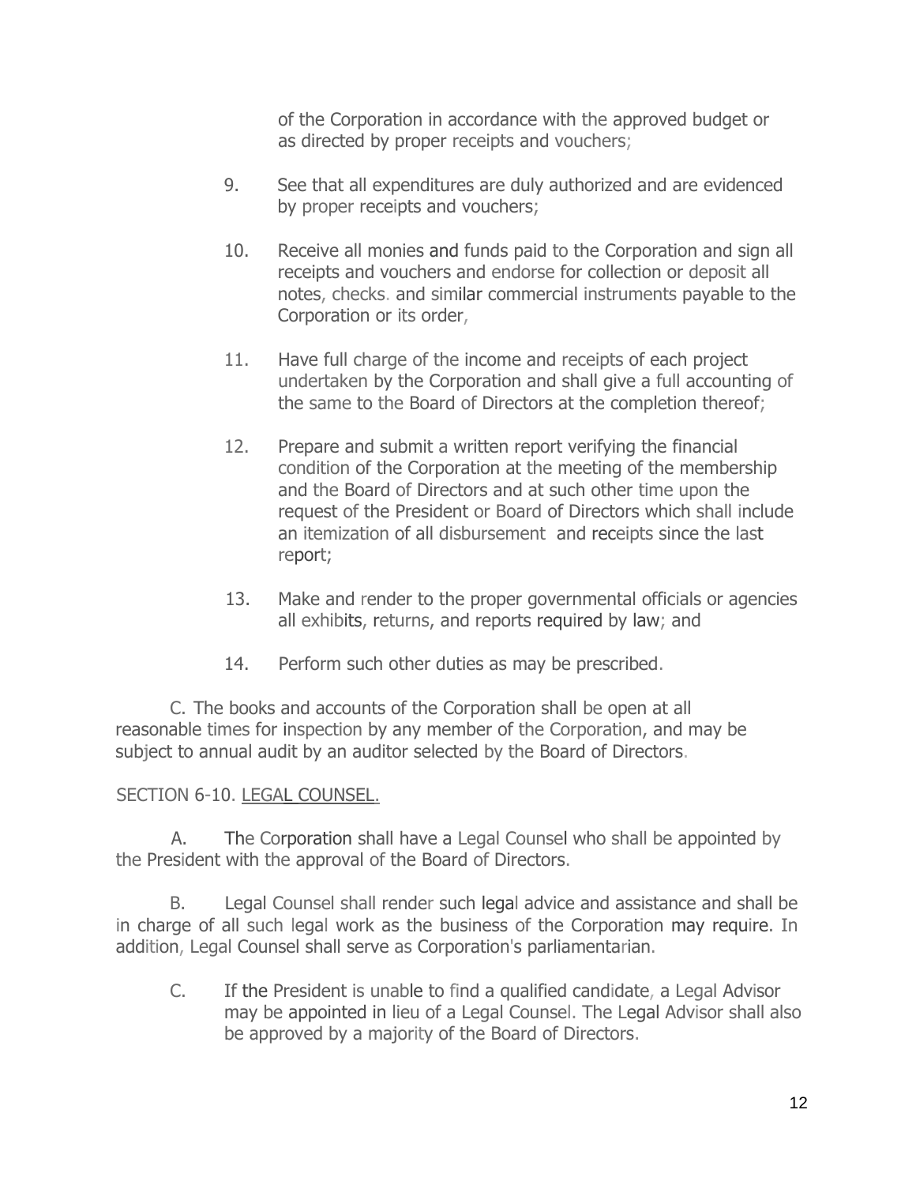of the Corporation in accordance with the approved budget or as directed by proper receipts and vouchers;

9. See that all expenditures are duly authorized and are evidenced by proper receipts and vouchers;

10. Receive all monies and funds paid to the Corporation and sign all receipts and vouchers and endorse for collection or deposit all notes, checks. and similar commercial instruments payable to the Corporation or its order,

11. Have full charge of the income and receipts of each project undertaken by the Corporation and shall give a full accounting of the same to the Board of Directors at the completion thereof;

12. Prepare and submit a written report verifying the financial condition of the Corporation at the meeting of the membership and the Board of Directors and at such other time upon the request of the President or Board of Directors which shall include an itemization of all disbursement and receipts since the last report;

13. Make and render to the proper governmental officials or agencies all exhibits, returns, and reports required by law; and

14. Perform such other duties as may be prescribed.

C. The books and accounts of the Corporation shall be open at all reasonable times for inspection by any member of the Corporation, and may be subject to annual audit by an auditor selected by the Board of Directors.

SECTION 6-10. LEGAL COUNSEL.

A. The Corporation shall have a Legal Counsel who shall be appointed by the President with the approval of the Board of Directors.

B. Legal Counsel shall render such legal advice and assistance and shall be in charge of all such legal work as the business of the Corporation may require. In addition, Legal Counsel shall serve as Corporation's parliamentarian.

C. If the President is unable to find a qualified candidate, a Legal Advisor may be appointed in lieu of a Legal Counsel. The Legal Advisor shall also be approved by a majority of the Board of Directors.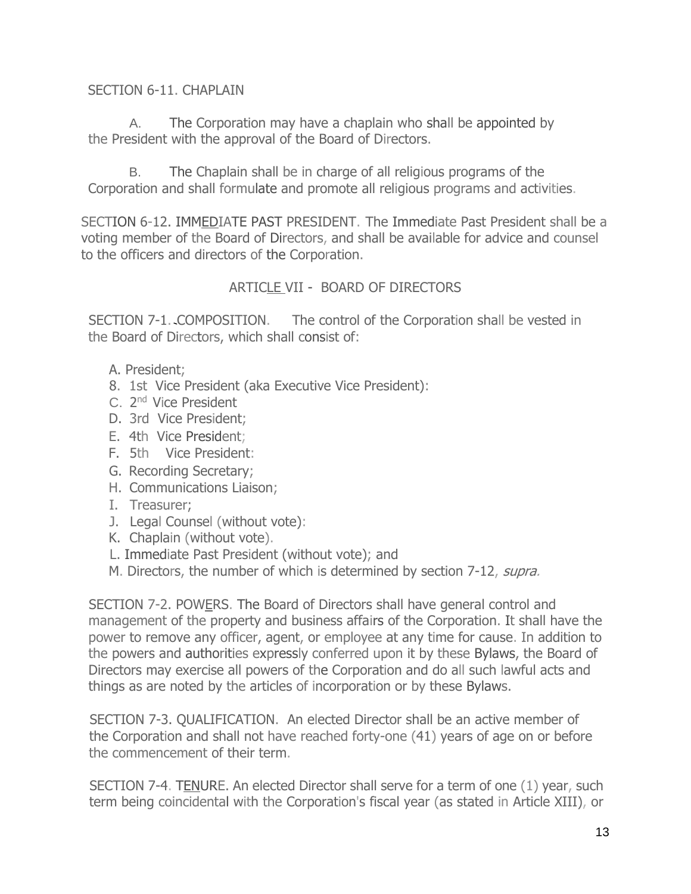SECTION 6-11. CHAPLAIN

A. The Corporation may have a chaplain who shall be appointed by the President with the approval of the Board of Directors.

B. The Chaplain shall be in charge of all religious programs of the Corporation and shall formulate and promote all religious programs and activities.

SECTION 6-12. IMMEDIATE PAST PRESIDENT. The Immediate Past President shall be a voting member of the Board of Directors, and shall be available for advice and counsel to the officers and directors of the Corporation.

## ARTICLE VII - BOARD OF DIRECTORS

SECTION 7-1. COMPOSITION. The control of the Corporation shall be vested in the Board of Directors, which shall consist of:

A. President;
8. 1st Vice President (aka Executive Vice President):
C. 2nd Vice President
D. 3rd Vice President;
E. 4th Vice President;
F. 5th Vice President:
G. Recording Secretary;
H. Communications Liaison;
I. Treasurer;
J. Legal Counsel (without vote):
K. Chaplain (without vote).
L. Immediate Past President (without vote); and
M. Directors, the number of which is determined by section 7-12, *supra.*

SECTION 7-2. POWERS. The Board of Directors shall have general control and management of the property and business affairs of the Corporation. It shall have the power to remove any officer, agent, or employee at any time for cause. In addition to the powers and authorities expressly conferred upon it by these Bylaws, the Board of Directors may exercise all powers of the Corporation and do all such lawful acts and things as are noted by the articles of incorporation or by these Bylaws.

SECTION 7-3. QUALIFICATION. An elected Director shall be an active member of the Corporation and shall not have reached forty-one (41) years of age on or before the commencement of their term.

SECTION 7-4. TENURE. An elected Director shall serve for a term of one (1) year, such term being coincidental with the Corporation's fiscal year (as stated in Article XIII), or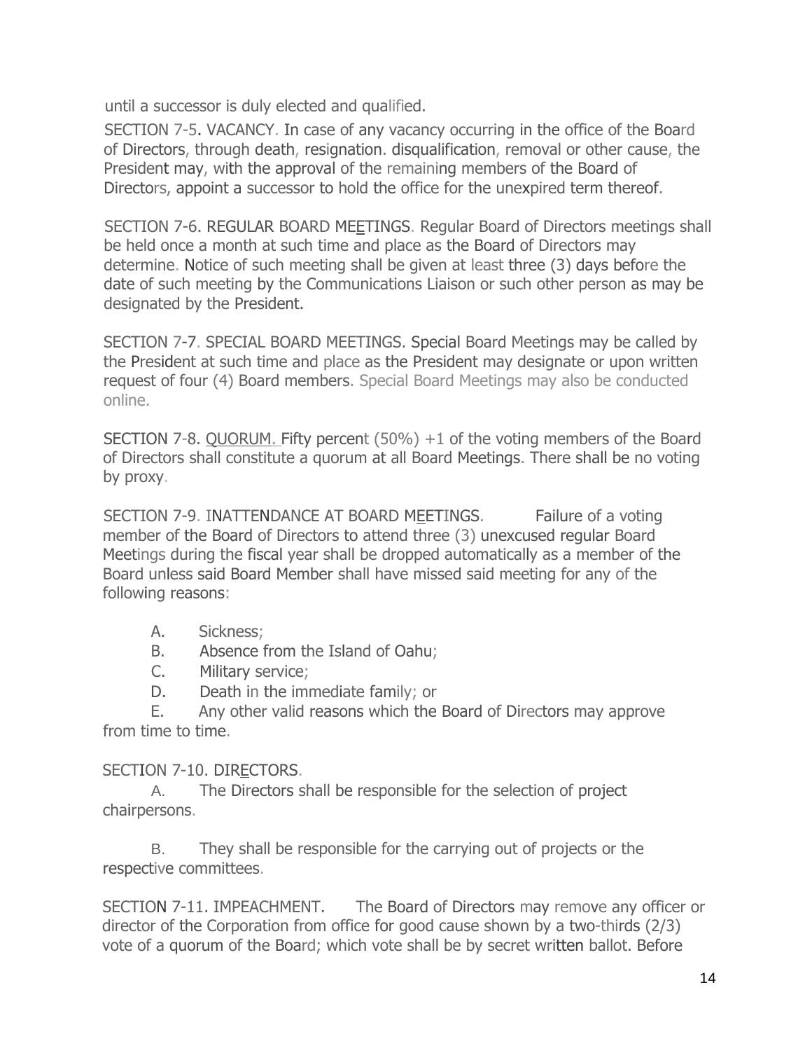until a successor is duly elected and qualified.

SECTION 7-5. VACANCY. In case of any vacancy occurring in the office of the Board of Directors, through death, resignation. disqualification, removal or other cause, the President may, with the approval of the remaining members of the Board of Directors, appoint a successor to hold the office for the unexpired term thereof.

SECTION 7-6. REGULAR BOARD MEETINGS. Regular Board of Directors meetings shall be held once a month at such time and place as the Board of Directors may determine. Notice of such meeting shall be given at least three (3) days before the date of such meeting by the Communications Liaison or such other person as may be designated by the President.

SECTION 7-7. SPECIAL BOARD MEETINGS. Special Board Meetings may be called by the President at such time and place as the President may designate or upon written request of four (4) Board members. Special Board Meetings may also be conducted online.

SECTION 7-8. QUORUM. Fifty percent (50%) +1 of the voting members of the Board of Directors shall constitute a quorum at all Board Meetings. There shall be no voting by proxy.

SECTION 7-9. INATTENDANCE AT BOARD MEETINGS. Failure of a voting member of the Board of Directors to attend three (3) unexcused regular Board Meetings during the fiscal year shall be dropped automatically as a member of the Board unless said Board Member shall have missed said meeting for any of the following reasons:

A. Sickness;
B. Absence from the Island of Oahu;
C. Military service;
D. Death in the immediate family; or
E. Any other valid reasons which the Board of Directors may approve from time to time.

SECTION 7-10. DIRECTORS.

A. The Directors shall be responsible for the selection of project chairpersons.

B. They shall be responsible for the carrying out of projects or the respective committees.

SECTION 7-11. IMPEACHMENT. The Board of Directors may remove any officer or director of the Corporation from office for good cause shown by a two-thirds (2/3) vote of a quorum of the Board; which vote shall be by secret written ballot. Before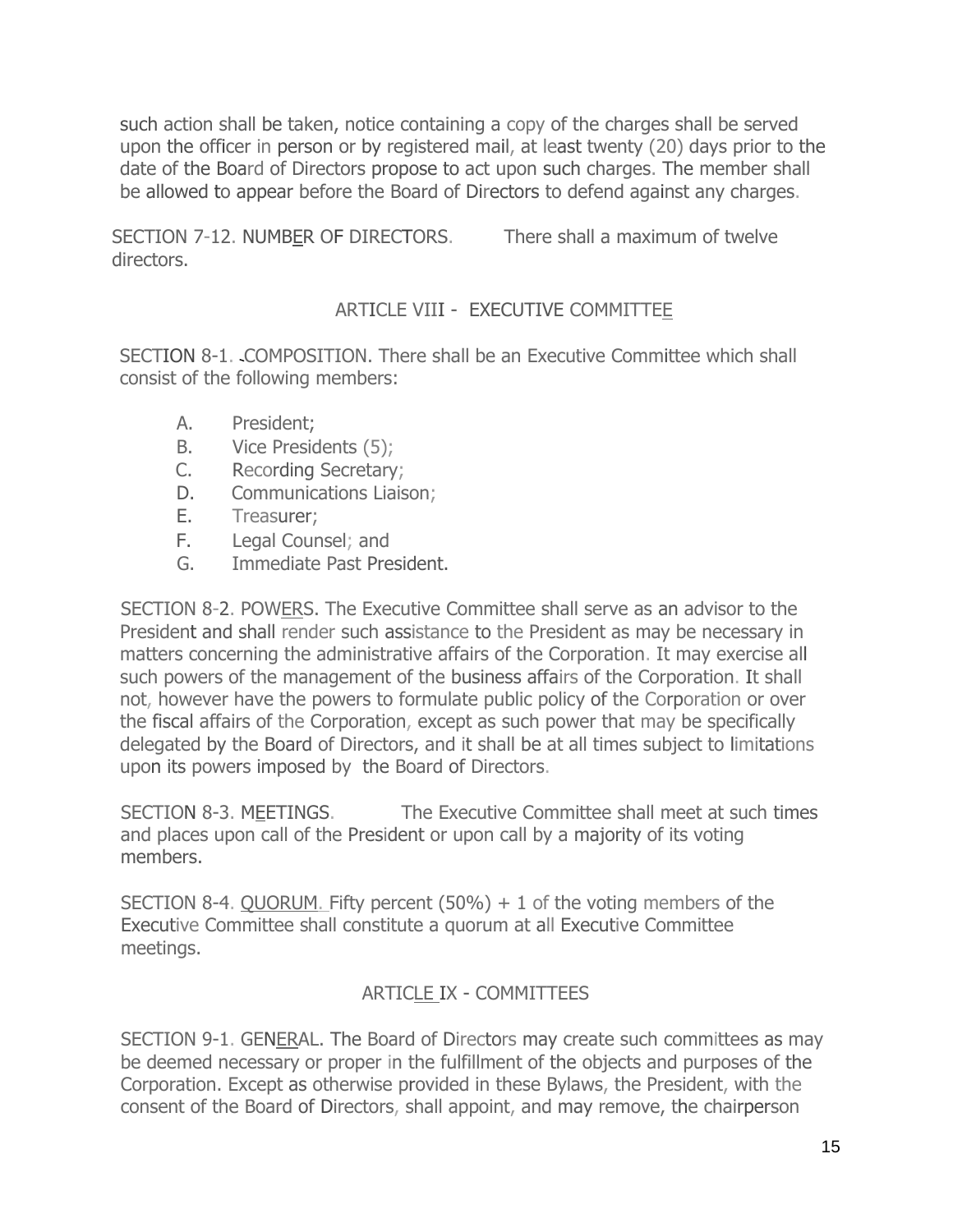such action shall be taken, notice containing a copy of the charges shall be served upon the officer in person or by registered mail, at least twenty (20) days prior to the date of the Board of Directors propose to act upon such charges. The member shall be allowed to appear before the Board of Directors to defend against any charges.

SECTION 7-12. NUMBER OF DIRECTORS. There shall a maximum of twelve directors.

## ARTICLE VIII - EXECUTIVE COMMITTEE

SECTION 8-1. COMPOSITION. There shall be an Executive Committee which shall consist of the following members:

- A. President;
- B. Vice Presidents (5);
- C. Recording Secretary;
- D. Communications Liaison;
- E. Treasurer;
- F. Legal Counsel; and
- G. Immediate Past President.

SECTION 8-2. POWERS. The Executive Committee shall serve as an advisor to the President and shall render such assistance to the President as may be necessary in matters concerning the administrative affairs of the Corporation. It may exercise all such powers of the management of the business affairs of the Corporation. It shall not, however have the powers to formulate public policy of the Corporation or over the fiscal affairs of the Corporation, except as such power that may be specifically delegated by the Board of Directors, and it shall be at all times subject to limitations upon its powers imposed by the Board of Directors.

SECTION 8-3. MEETINGS. The Executive Committee shall meet at such times and places upon call of the President or upon call by a majority of its voting members.

SECTION 8-4. QUORUM. Fifty percent (50%) + 1 of the voting members of the Executive Committee shall constitute a quorum at all Executive Committee meetings.

## ARTICLE IX - COMMITTEES

SECTION 9-1. GENERAL. The Board of Directors may create such committees as may be deemed necessary or proper in the fulfillment of the objects and purposes of the Corporation. Except as otherwise provided in these Bylaws, the President, with the consent of the Board of Directors, shall appoint, and may remove, the chairperson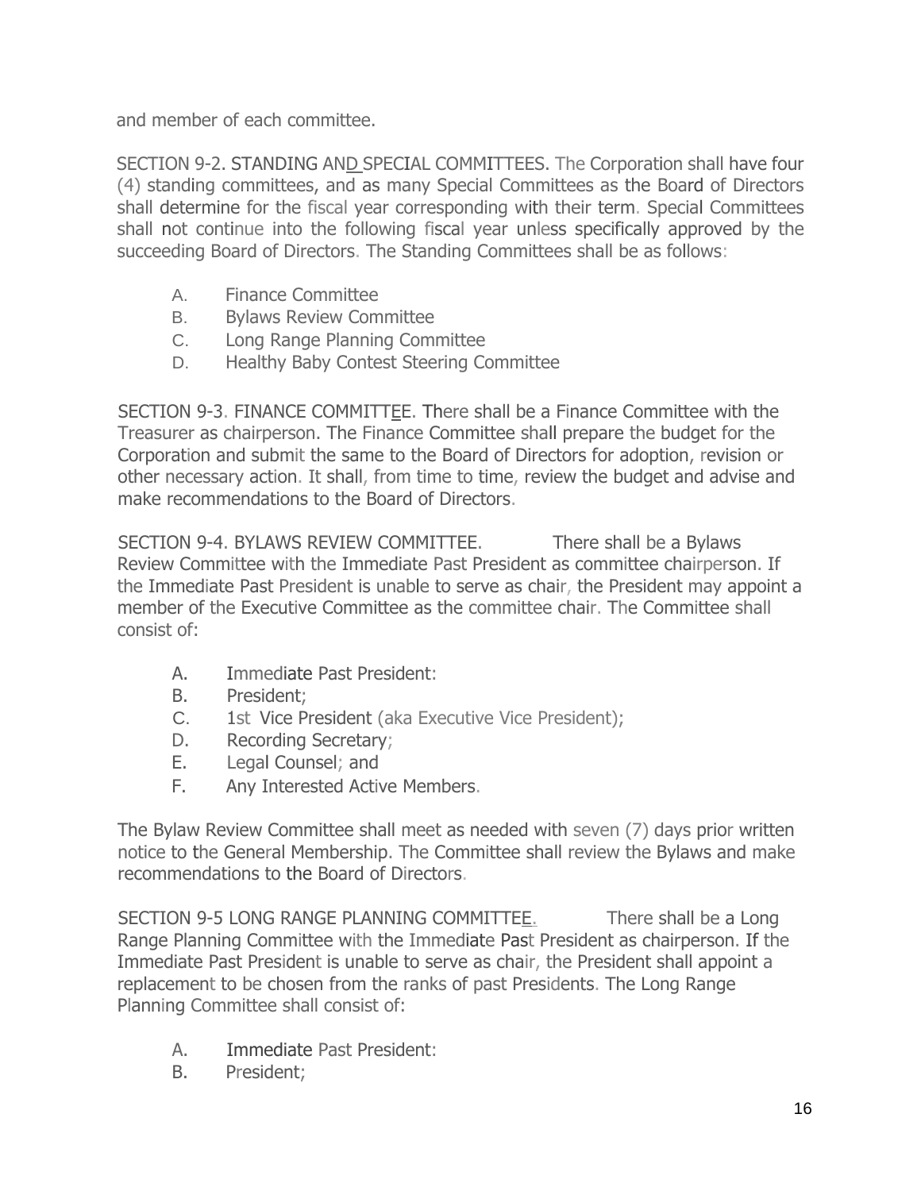and member of each committee.

SECTION 9-2. STANDING AND SPECIAL COMMITTEES. The Corporation shall have four (4) standing committees, and as many Special Committees as the Board of Directors shall determine for the fiscal year corresponding with their term. Special Committees shall not continue into the following fiscal year unless specifically approved by the succeeding Board of Directors. The Standing Committees shall be as follows:

A. Finance Committee
B. Bylaws Review Committee
C. Long Range Planning Committee
D. Healthy Baby Contest Steering Committee

SECTION 9-3. FINANCE COMMITTEE. There shall be a Finance Committee with the Treasurer as chairperson. The Finance Committee shall prepare the budget for the Corporation and submit the same to the Board of Directors for adoption, revision or other necessary action. It shall, from time to time, review the budget and advise and make recommendations to the Board of Directors.

SECTION 9-4. BYLAWS REVIEW COMMITTEE. There shall be a Bylaws Review Committee with the Immediate Past President as committee chairperson. If the Immediate Past President is unable to serve as chair, the President may appoint a member of the Executive Committee as the committee chair. The Committee shall consist of:

A. Immediate Past President:
B. President;
C. 1st Vice President (aka Executive Vice President);
D. Recording Secretary;
E. Legal Counsel; and
F. Any Interested Active Members.

The Bylaw Review Committee shall meet as needed with seven (7) days prior written notice to the General Membership. The Committee shall review the Bylaws and make recommendations to the Board of Directors.

SECTION 9-5 LONG RANGE PLANNING COMMITTEE. There shall be a Long Range Planning Committee with the Immediate Past President as chairperson. If the Immediate Past President is unable to serve as chair, the President shall appoint a replacement to be chosen from the ranks of past Presidents. The Long Range Planning Committee shall consist of:

A. Immediate Past President:
B. President;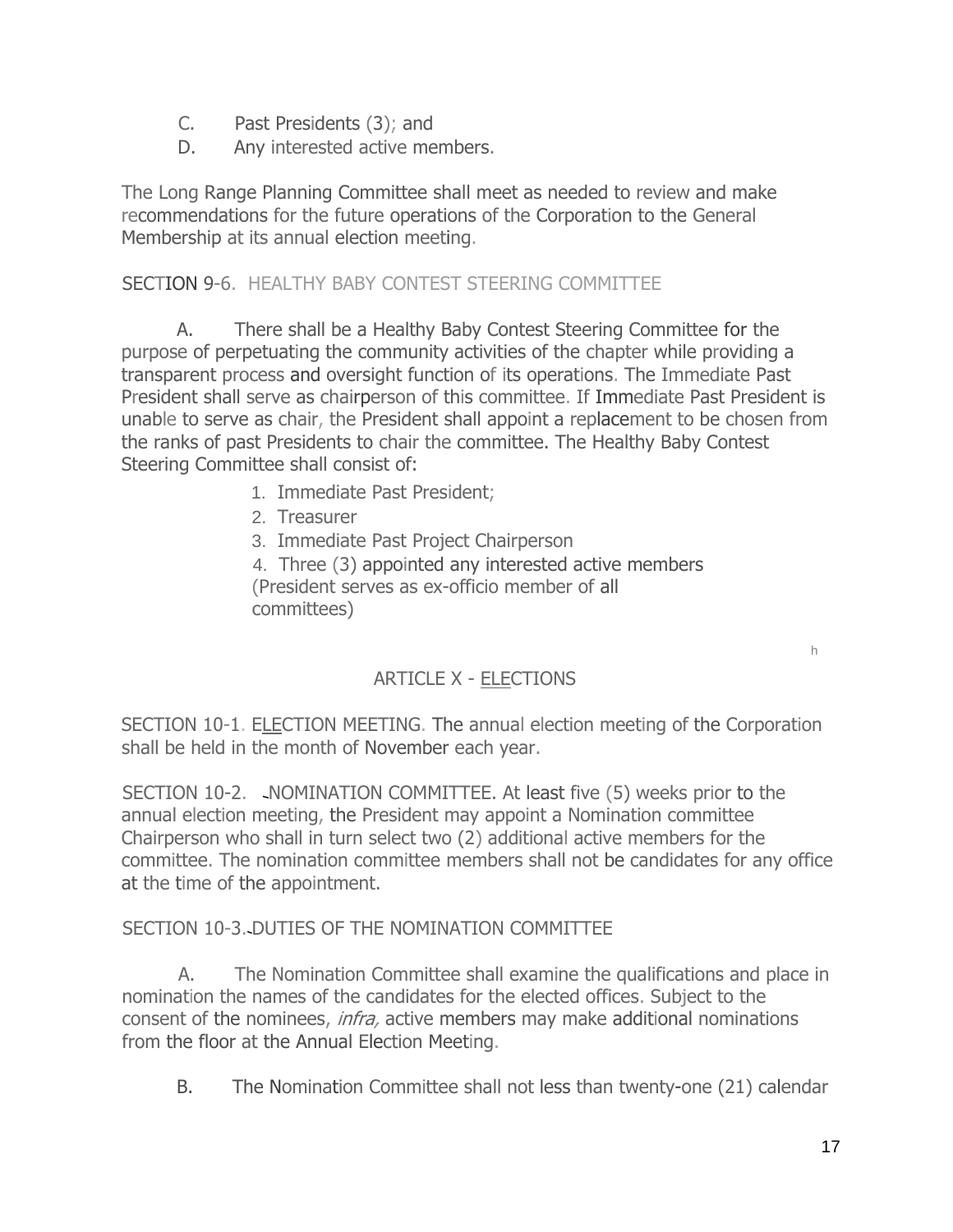C. Past Presidents (3); and
D. Any interested active members.

The Long Range Planning Committee shall meet as needed to review and make recommendations for the future operations of the Corporation to the General Membership at its annual election meeting.

SECTION 9-6. HEALTHY BABY CONTEST STEERING COMMITTEE

A. There shall be a Healthy Baby Contest Steering Committee for the purpose of perpetuating the community activities of the chapter while providing a transparent process and oversight function of its operations. The Immediate Past President shall serve as chairperson of this committee. If Immediate Past President is unable to serve as chair, the President shall appoint a replacement to be chosen from the ranks of past Presidents to chair the committee. The Healthy Baby Contest Steering Committee shall consist of:

1. Immediate Past President;
2. Treasurer
3. Immediate Past Project Chairperson
4. Three (3) appointed any interested active members (President serves as ex-officio member of all committees)

## ARTICLE X - ELECTIONS

SECTION 10-1. ELECTION MEETING. The annual election meeting of the Corporation shall be held in the month of November each year.

SECTION 10-2. NOMINATION COMMITTEE. At least five (5) weeks prior to the annual election meeting, the President may appoint a Nomination committee Chairperson who shall in turn select two (2) additional active members for the committee. The nomination committee members shall not be candidates for any office at the time of the appointment.

SECTION 10-3. DUTIES OF THE NOMINATION COMMITTEE

A. The Nomination Committee shall examine the qualifications and place in nomination the names of the candidates for the elected offices. Subject to the consent of the nominees, *infra,* active members may make additional nominations from the floor at the Annual Election Meeting.

B. The Nomination Committee shall not less than twenty-one (21) calendar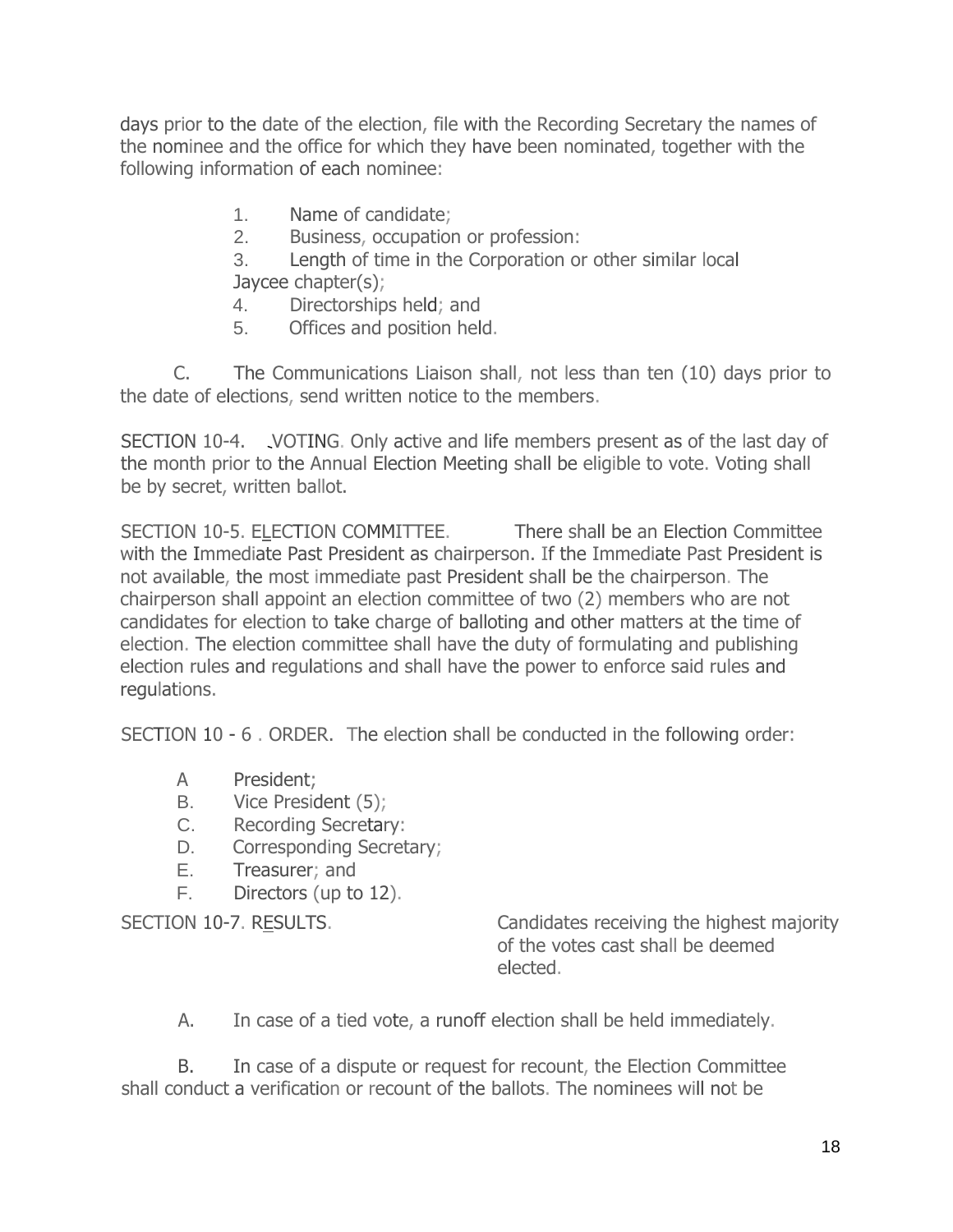days prior to the date of the election, file with the Recording Secretary the names of the nominee and the office for which they have been nominated, together with the following information of each nominee:

1. Name of candidate;
2. Business, occupation or profession:
3. Length of time in the Corporation or other similar local Jaycee chapter(s);
4. Directorships held; and
5. Offices and position held.

C. The Communications Liaison shall, not less than ten (10) days prior to the date of elections, send written notice to the members.

SECTION 10-4. VOTING. Only active and life members present as of the last day of the month prior to the Annual Election Meeting shall be eligible to vote. Voting shall be by secret, written ballot.

SECTION 10-5. ELECTION COMMITTEE. There shall be an Election Committee with the Immediate Past President as chairperson. If the Immediate Past President is not available, the most immediate past President shall be the chairperson. The chairperson shall appoint an election committee of two (2) members who are not candidates for election to take charge of balloting and other matters at the time of election. The election committee shall have the duty of formulating and publishing election rules and regulations and shall have the power to enforce said rules and regulations.

SECTION 10 - 6 . ORDER. The election shall be conducted in the following order:

A President;
B. Vice President (5);
C. Recording Secretary:
D. Corresponding Secretary;
E. Treasurer; and
F. Directors (up to 12).

SECTION 10-7. RESULTS. Candidates receiving the highest majority of the votes cast shall be deemed elected.

A. In case of a tied vote, a runoff election shall be held immediately.

B. In case of a dispute or request for recount, the Election Committee shall conduct a verification or recount of the ballots. The nominees will not be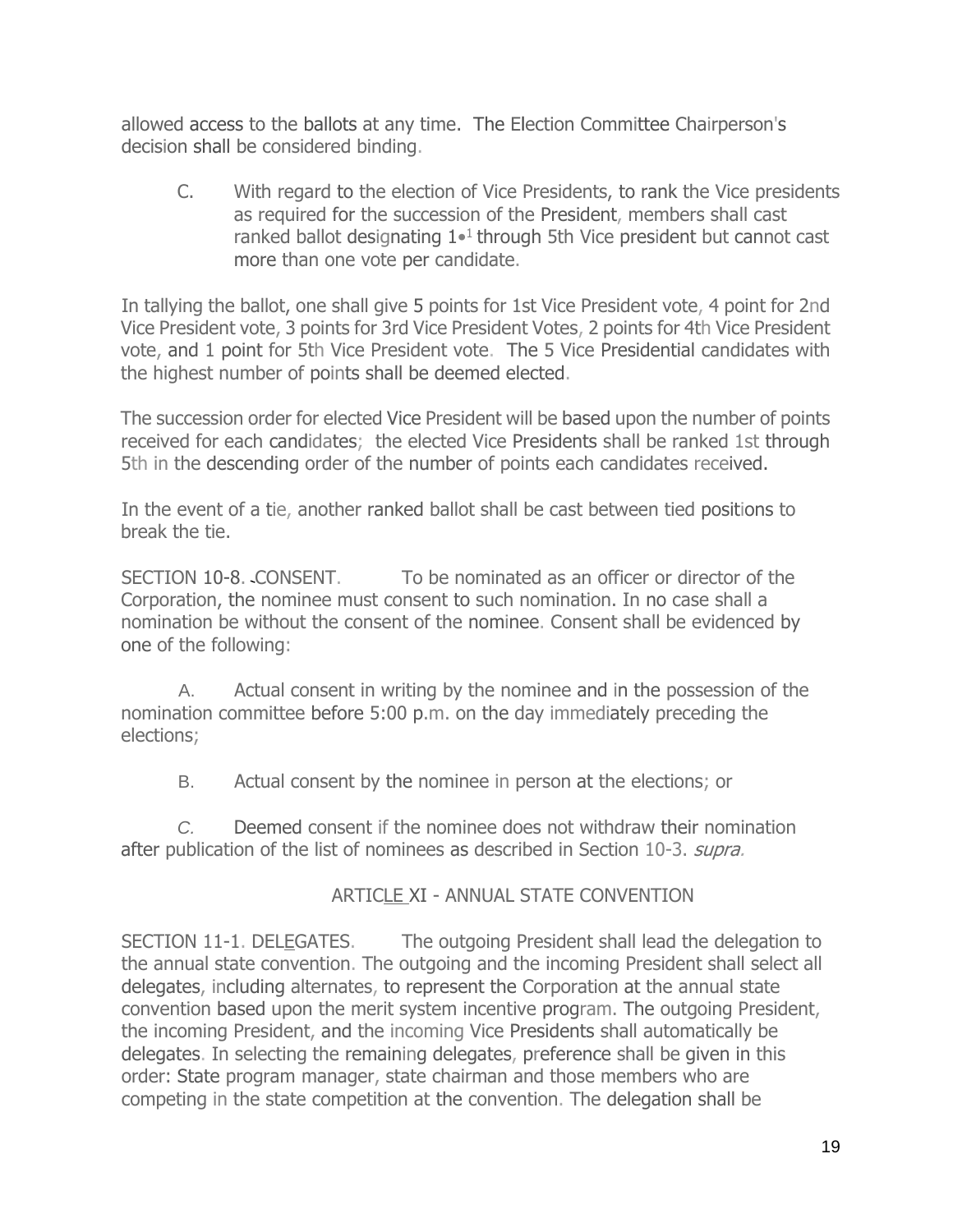allowed access to the ballots at any time. The Election Committee Chairperson's decision shall be considered binding.

C. With regard to the election of Vice Presidents, to rank the Vice presidents as required for the succession of the President, members shall cast ranked ballot designating 1•[1] through 5th Vice president but cannot cast more than one vote per candidate.

In tallying the ballot, one shall give 5 points for 1st Vice President vote, 4 point for 2nd Vice President vote, 3 points for 3rd Vice President Votes, 2 points for 4th Vice President vote, and 1 point for 5th Vice President vote. The 5 Vice Presidential candidates with the highest number of points shall be deemed elected.

The succession order for elected Vice President will be based upon the number of points received for each candidates; the elected Vice Presidents shall be ranked 1st through 5th in the descending order of the number of points each candidates received.

In the event of a tie, another ranked ballot shall be cast between tied positions to break the tie.

SECTION 10-8. CONSENT. To be nominated as an officer or director of the Corporation, the nominee must consent to such nomination. In no case shall a nomination be without the consent of the nominee. Consent shall be evidenced by one of the following:

A. Actual consent in writing by the nominee and in the possession of the nomination committee before 5:00 p.m. on the day immediately preceding the elections;

B. Actual consent by the nominee in person at the elections; or

*C.* Deemed consent if the nominee does not withdraw their nomination after publication of the list of nominees as described in Section 10-3. *supra.*

## ARTICLE XI - ANNUAL STATE CONVENTION

SECTION 11-1. DELEGATES. The outgoing President shall lead the delegation to the annual state convention. The outgoing and the incoming President shall select all delegates, including alternates, to represent the Corporation at the annual state convention based upon the merit system incentive program. The outgoing President, the incoming President, and the incoming Vice Presidents shall automatically be delegates. In selecting the remaining delegates, preference shall be given in this order: State program manager, state chairman and those members who are competing in the state competition at the convention. The delegation shall be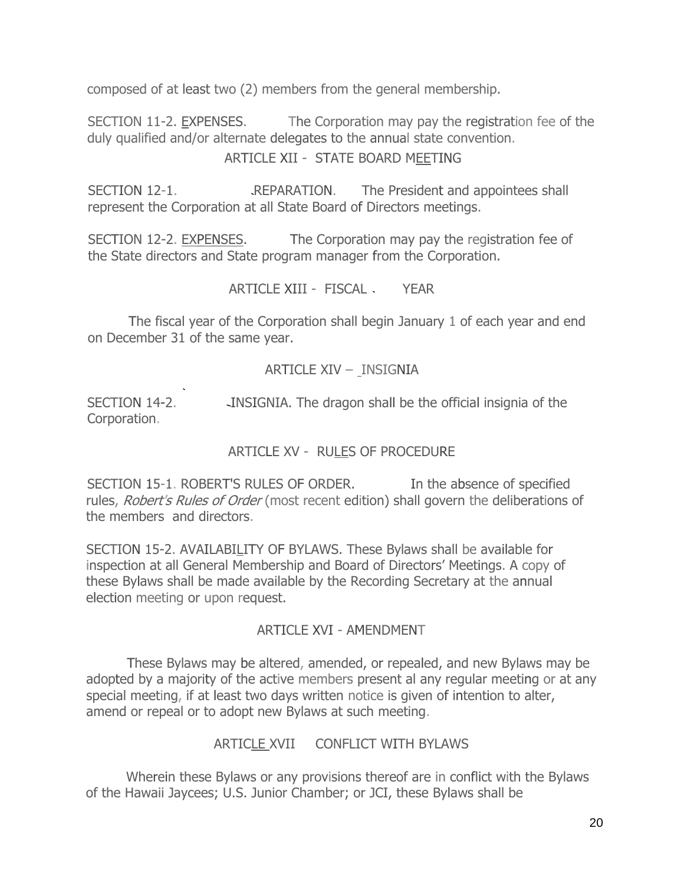composed of at least two (2) members from the general membership.

SECTION 11-2. EXPENSES. The Corporation may pay the registration fee of the duly qualified and/or alternate delegates to the annual state convention.

## ARTICLE XII - STATE BOARD MEETING

SECTION 12-1. REPARATION. The President and appointees shall represent the Corporation at all State Board of Directors meetings.

SECTION 12-2. EXPENSES. The Corporation may pay the registration fee of the State directors and State program manager from the Corporation.

## ARTICLE XIII - FISCAL YEAR

The fiscal year of the Corporation shall begin January 1 of each year and end on December 31 of the same year.

## ARTICLE XIV – INSIGNIA

SECTION 14-2. INSIGNIA. The dragon shall be the official insignia of the Corporation.

## ARTICLE XV - RULES OF PROCEDURE

SECTION 15-1. ROBERT'S RULES OF ORDER. In the absence of specified rules, *Robert's Rules of Order* (most recent edition) shall govern the deliberations of the members and directors.

SECTION 15-2. AVAILABILITY OF BYLAWS. These Bylaws shall be available for inspection at all General Membership and Board of Directors' Meetings. A copy of these Bylaws shall be made available by the Recording Secretary at the annual election meeting or upon request.

## ARTICLE XVI - AMENDMENT

These Bylaws may be altered, amended, or repealed, and new Bylaws may be adopted by a majority of the active members present al any regular meeting or at any special meeting, if at least two days written notice is given of intention to alter, amend or repeal or to adopt new Bylaws at such meeting.

## ARTICLE XVII CONFLICT WITH BYLAWS

Wherein these Bylaws or any provisions thereof are in conflict with the Bylaws of the Hawaii Jaycees; U.S. Junior Chamber; or JCI, these Bylaws shall be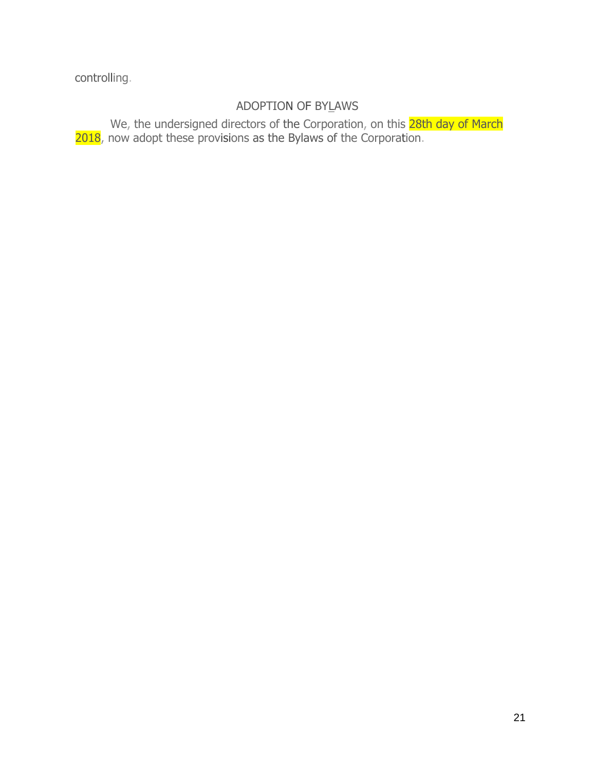controlling.

## ADOPTION OF BYLAWS

We, the undersigned directors of the Corporation, on this 28th day of March 2018, now adopt these provisions as the Bylaws of the Corporation.